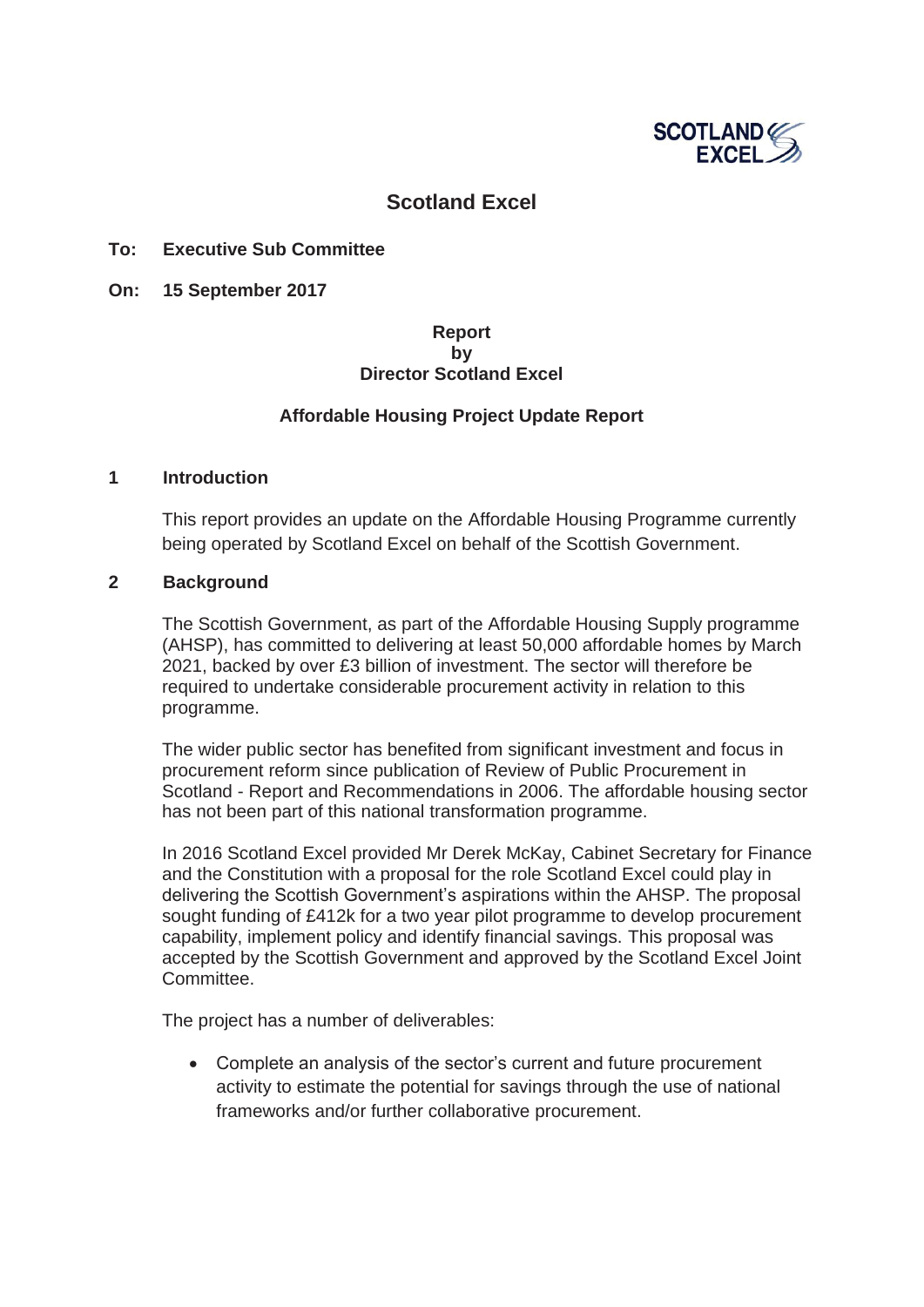SCOTLAND EXCEL

# Scotland Excel

**To: Executive Sub Committee**

**On: 15 September 2017**

**Report**
**by**
**Director Scotland Excel**

**Affordable Housing Project Update Report**

## 1 Introduction

This report provides an update on the Affordable Housing Programme currently being operated by Scotland Excel on behalf of the Scottish Government.

## 2 Background

The Scottish Government, as part of the Affordable Housing Supply programme (AHSP), has committed to delivering at least 50,000 affordable homes by March 2021, backed by over £3 billion of investment. The sector will therefore be required to undertake considerable procurement activity in relation to this programme.

The wider public sector has benefited from significant investment and focus in procurement reform since publication of Review of Public Procurement in Scotland - Report and Recommendations in 2006. The affordable housing sector has not been part of this national transformation programme.

In 2016 Scotland Excel provided Mr Derek McKay, Cabinet Secretary for Finance and the Constitution with a proposal for the role Scotland Excel could play in delivering the Scottish Government's aspirations within the AHSP. The proposal sought funding of £412k for a two year pilot programme to develop procurement capability, implement policy and identify financial savings. This proposal was accepted by the Scottish Government and approved by the Scotland Excel Joint Committee.

The project has a number of deliverables:

- Complete an analysis of the sector's current and future procurement activity to estimate the potential for savings through the use of national frameworks and/or further collaborative procurement.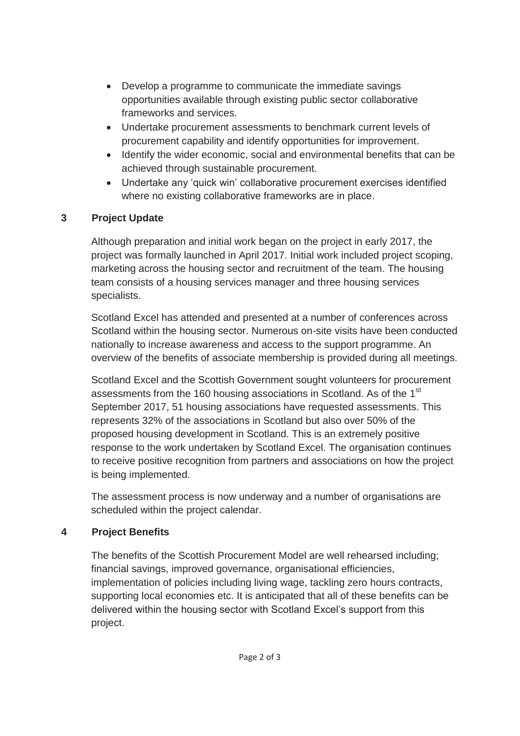- Develop a programme to communicate the immediate savings opportunities available through existing public sector collaborative frameworks and services.
- Undertake procurement assessments to benchmark current levels of procurement capability and identify opportunities for improvement.
- Identify the wider economic, social and environmental benefits that can be achieved through sustainable procurement.
- Undertake any 'quick win' collaborative procurement exercises identified where no existing collaborative frameworks are in place.

## 3 Project Update

Although preparation and initial work began on the project in early 2017, the project was formally launched in April 2017. Initial work included project scoping, marketing across the housing sector and recruitment of the team. The housing team consists of a housing services manager and three housing services specialists.

Scotland Excel has attended and presented at a number of conferences across Scotland within the housing sector. Numerous on-site visits have been conducted nationally to increase awareness and access to the support programme. An overview of the benefits of associate membership is provided during all meetings.

Scotland Excel and the Scottish Government sought volunteers for procurement assessments from the 160 housing associations in Scotland. As of the 1st September 2017, 51 housing associations have requested assessments. This represents 32% of the associations in Scotland but also over 50% of the proposed housing development in Scotland. This is an extremely positive response to the work undertaken by Scotland Excel. The organisation continues to receive positive recognition from partners and associations on how the project is being implemented.

The assessment process is now underway and a number of organisations are scheduled within the project calendar.

## 4 Project Benefits

The benefits of the Scottish Procurement Model are well rehearsed including; financial savings, improved governance, organisational efficiencies, implementation of policies including living wage, tackling zero hours contracts, supporting local economies etc. It is anticipated that all of these benefits can be delivered within the housing sector with Scotland Excel's support from this project.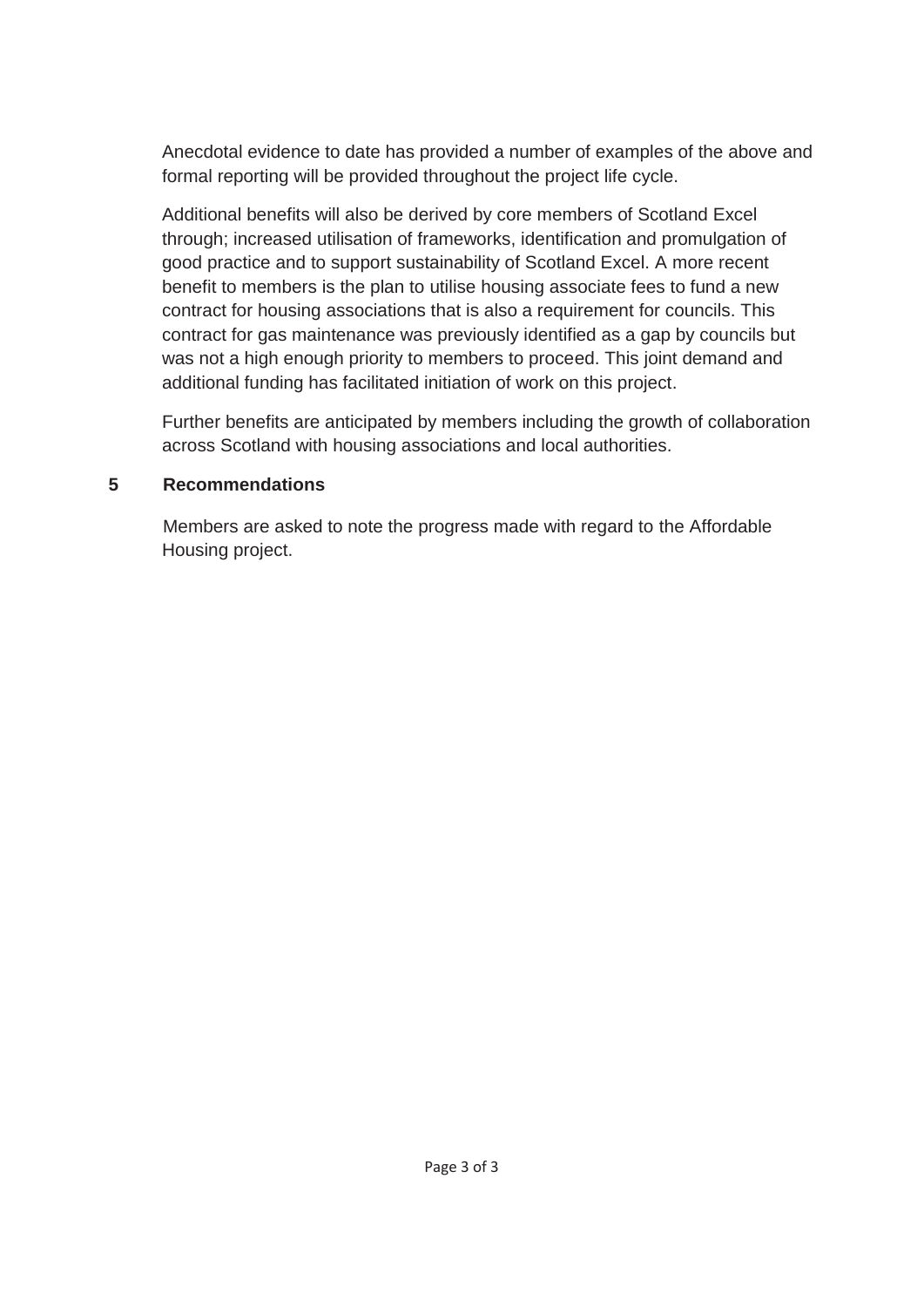Anecdotal evidence to date has provided a number of examples of the above and formal reporting will be provided throughout the project life cycle.

Additional benefits will also be derived by core members of Scotland Excel through; increased utilisation of frameworks, identification and promulgation of good practice and to support sustainability of Scotland Excel. A more recent benefit to members is the plan to utilise housing associate fees to fund a new contract for housing associations that is also a requirement for councils. This contract for gas maintenance was previously identified as a gap by councils but was not a high enough priority to members to proceed. This joint demand and additional funding has facilitated initiation of work on this project.

Further benefits are anticipated by members including the growth of collaboration across Scotland with housing associations and local authorities.

## 5 Recommendations

Members are asked to note the progress made with regard to the Affordable Housing project.